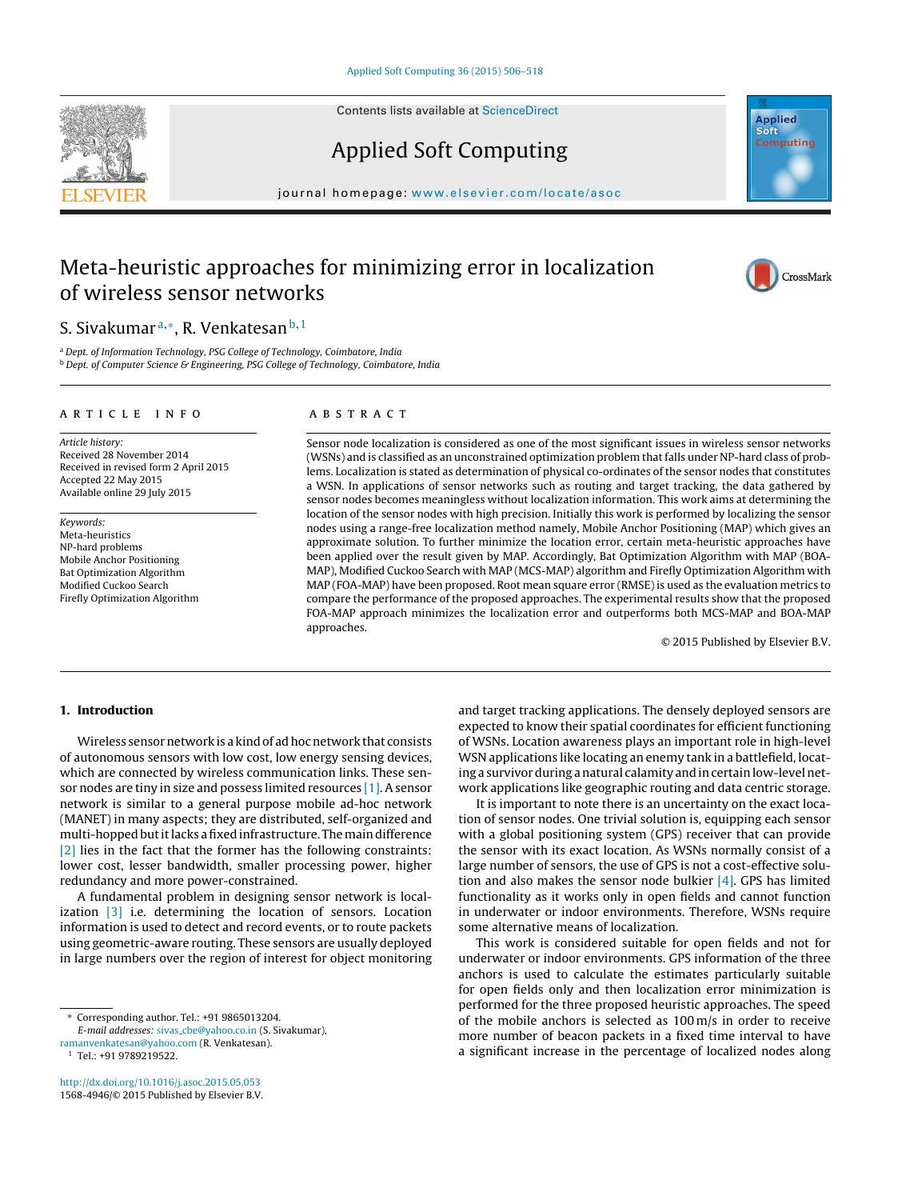# Meta-heuristic approaches for minimizing error in localization of wireless sensor networks

S. Sivakumar [a,*], R. Venkatesan [b,1]

[a] Dept. of Information Technology, PSG College of Technology, Coimbatore, India
[b] Dept. of Computer Science & Engineering, PSG College of Technology, Coimbatore, India

## ARTICLE INFO

*Article history:*
Received 28 November 2014
Received in revised form 2 April 2015
Accepted 22 May 2015
Available online 29 July 2015

*Keywords:*
Meta-heuristics
NP-hard problems
Mobile Anchor Positioning
Bat Optimization Algorithm
Modified Cuckoo Search
Firefly Optimization Algorithm

## ABSTRACT

Sensor node localization is considered as one of the most significant issues in wireless sensor networks (WSNs) and is classified as an unconstrained optimization problem that falls under NP-hard class of problems. Localization is stated as determination of physical co-ordinates of the sensor nodes that constitutes a WSN. In applications of sensor networks such as routing and target tracking, the data gathered by sensor nodes becomes meaningless without localization information. This work aims at determining the location of the sensor nodes with high precision. Initially this work is performed by localizing the sensor nodes using a range-free localization method namely, Mobile Anchor Positioning (MAP) which gives an approximate solution. To further minimize the location error, certain meta-heuristic approaches have been applied over the result given by MAP. Accordingly, Bat Optimization Algorithm with MAP (BOA-MAP), Modified Cuckoo Search with MAP (MCS-MAP) algorithm and Firefly Optimization Algorithm with MAP (FOA-MAP) have been proposed. Root mean square error (RMSE) is used as the evaluation metrics to compare the performance of the proposed approaches. The experimental results show that the proposed FOA-MAP approach minimizes the localization error and outperforms both MCS-MAP and BOA-MAP approaches.

© 2015 Published by Elsevier B.V.

## 1. Introduction

Wireless sensor network is a kind of ad hoc network that consists of autonomous sensors with low cost, low energy sensing devices, which are connected by wireless communication links. These sensor nodes are tiny in size and possess limited resources [1]. A sensor network is similar to a general purpose mobile ad-hoc network (MANET) in many aspects; they are distributed, self-organized and multi-hopped but it lacks a fixed infrastructure. The main difference [2] lies in the fact that the former has the following constraints: lower cost, lesser bandwidth, smaller processing power, higher redundancy and more power-constrained.

A fundamental problem in designing sensor network is localization [3] i.e. determining the location of sensors. Location information is used to detect and record events, or to route packets using geometric-aware routing. These sensors are usually deployed in large numbers over the region of interest for object monitoring and target tracking applications. The densely deployed sensors are expected to know their spatial coordinates for efficient functioning of WSNs. Location awareness plays an important role in high-level WSN applications like locating an enemy tank in a battlefield, locating a survivor during a natural calamity and in certain low-level network applications like geographic routing and data centric storage.

It is important to note there is an uncertainty on the exact location of sensor nodes. One trivial solution is, equipping each sensor with a global positioning system (GPS) receiver that can provide the sensor with its exact location. As WSNs normally consist of a large number of sensors, the use of GPS is not a cost-effective solution and also makes the sensor node bulkier [4]. GPS has limited functionality as it works only in open fields and cannot function in underwater or indoor environments. Therefore, WSNs require some alternative means of localization.

This work is considered suitable for open fields and not for underwater or indoor environments. GPS information of the three anchors is used to calculate the estimates particularly suitable for open fields only and then localization error minimization is performed for the three proposed heuristic approaches. The speed of the mobile anchors is selected as 100 m/s in order to receive more number of beacon packets in a fixed time interval to have a significant increase in the percentage of localized nodes along

* Corresponding author. Tel.: +91 9865013204.
*E-mail addresses:* sivas_cbe@yahoo.co.in (S. Sivakumar), ramanvenkatesan@yahoo.com (R. Venkatesan).
[1] Tel.: +91 9789219522.

http://dx.doi.org/10.1016/j.asoc.2015.05.053
1568-4946/© 2015 Published by Elsevier B.V.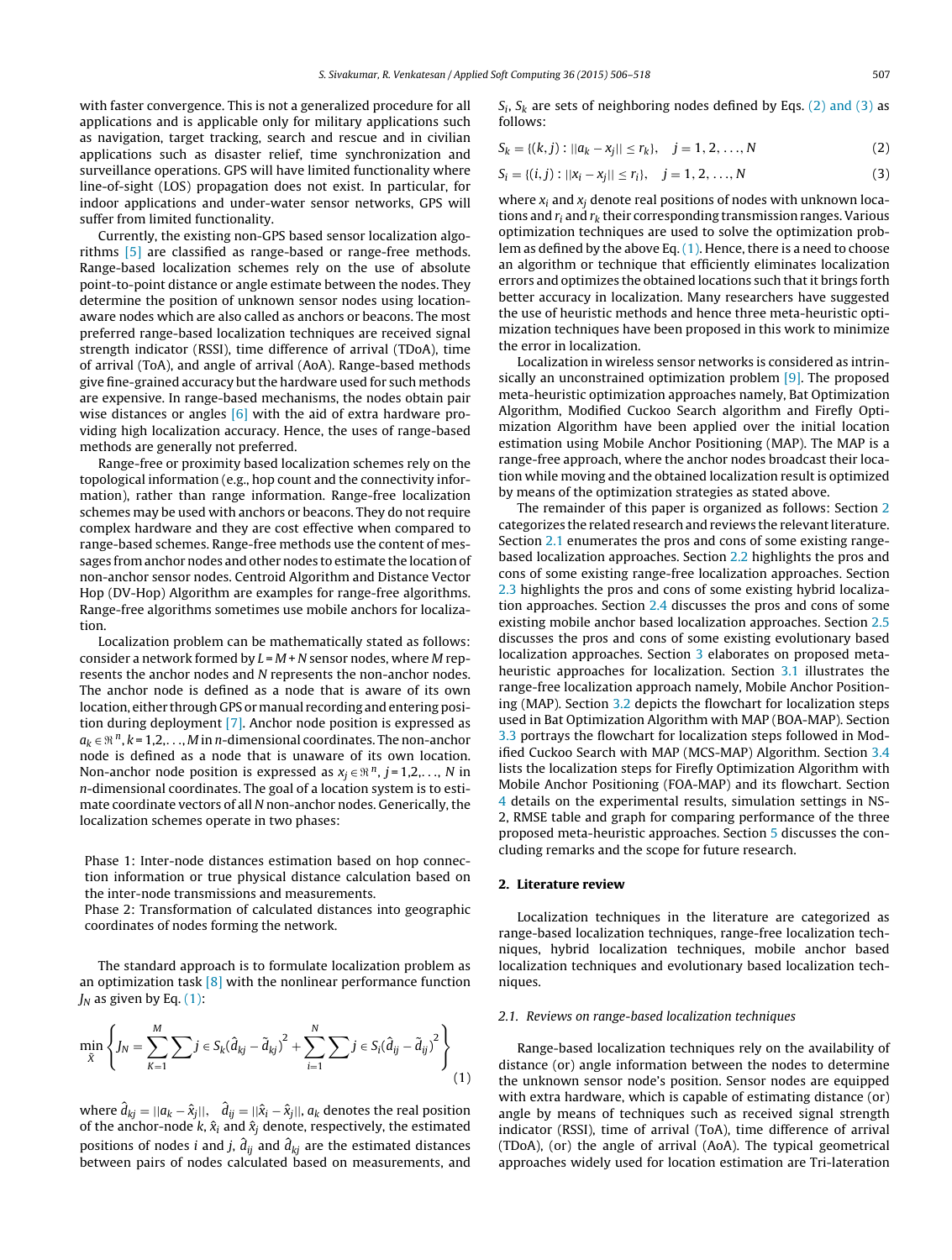with faster convergence. This is not a generalized procedure for all applications and is applicable only for military applications such as navigation, target tracking, search and rescue and in civilian applications such as disaster relief, time synchronization and surveillance operations. GPS will have limited functionality where line-of-sight (LOS) propagation does not exist. In particular, for indoor applications and under-water sensor networks, GPS will suffer from limited functionality.

Currently, the existing non-GPS based sensor localization algorithms [5] are classified as range-based or range-free methods. Range-based localization schemes rely on the use of absolute point-to-point distance or angle estimate between the nodes. They determine the position of unknown sensor nodes using location-aware nodes which are also called as anchors or beacons. The most preferred range-based localization techniques are received signal strength indicator (RSSI), time difference of arrival (TDoA), time of arrival (ToA), and angle of arrival (AoA). Range-based methods give fine-grained accuracy but the hardware used for such methods are expensive. In range-based mechanisms, the nodes obtain pair wise distances or angles [6] with the aid of extra hardware providing high localization accuracy. Hence, the uses of range-based methods are generally not preferred.

Range-free or proximity based localization schemes rely on the topological information (e.g., hop count and the connectivity information), rather than range information. Range-free localization schemes may be used with anchors or beacons. They do not require complex hardware and they are cost effective when compared to range-based schemes. Range-free methods use the content of messages from anchor nodes and other nodes to estimate the location of non-anchor sensor nodes. Centroid Algorithm and Distance Vector Hop (DV-Hop) Algorithm are examples for range-free algorithms. Range-free algorithms sometimes use mobile anchors for localization.

Localization problem can be mathematically stated as follows: consider a network formed by $L = M + N$ sensor nodes, where $M$ represents the anchor nodes and $N$ represents the non-anchor nodes. The anchor node is defined as a node that is aware of its own location, either through GPS or manual recording and entering position during deployment [7]. Anchor node position is expressed as $a_k \in \Re^n$, $k = 1,2,\ldots, M$ in $n$-dimensional coordinates. The non-anchor node is defined as a node that is unaware of its own location. Non-anchor node position is expressed as $x_j \in \Re^n$, $j = 1,2,\ldots, N$ in $n$-dimensional coordinates. The goal of a location system is to estimate coordinate vectors of all $N$ non-anchor nodes. Generically, the localization schemes operate in two phases:

Phase 1: Inter-node distances estimation based on hop connection information or true physical distance calculation based on the inter-node transmissions and measurements.
Phase 2: Transformation of calculated distances into geographic coordinates of nodes forming the network.

The standard approach is to formulate localization problem as an optimization task [8] with the nonlinear performance function $J_N$ as given by Eq. (1):

$$\min_{\hat{X}} \left\{ J_N = \sum_{K=1}^{M} \sum j \in S_k (\hat{d}_{kj} - \tilde{d}_{kj})^2 + \sum_{i=1}^{N} \sum j \in S_i (\hat{d}_{ij} - \tilde{d}_{ij})^2 \right\} \tag{1}$$

where $\hat{d}_{kj} = ||a_k - \hat{x}_j||$, $\hat{d}_{ij} = ||\hat{x}_i - \hat{x}_j||$, $a_k$ denotes the real position of the anchor-node $k$, $\hat{x}_i$ and $\hat{x}_j$ denote, respectively, the estimated positions of nodes $i$ and $j$, $\hat{d}_{ij}$ and $\hat{d}_{kj}$ are the estimated distances between pairs of nodes calculated based on measurements, and $S_i$, $S_k$ are sets of neighboring nodes defined by Eqs. (2) and (3) as follows:

$$S_k = \{(k, j) : ||a_k - x_j|| \le r_k\}, \quad j = 1, 2, \ldots, N \tag{2}$$

$$S_i = \{(i, j) : ||x_i - x_j|| \le r_i\}, \quad j = 1, 2, \ldots, N \tag{3}$$

where $x_i$ and $x_j$ denote real positions of nodes with unknown locations and $r_i$ and $r_k$ their corresponding transmission ranges. Various optimization techniques are used to solve the optimization problem as defined by the above Eq. (1). Hence, there is a need to choose an algorithm or technique that efficiently eliminates localization errors and optimizes the obtained locations such that it brings forth better accuracy in localization. Many researchers have suggested the use of heuristic methods and hence three meta-heuristic optimization techniques have been proposed in this work to minimize the error in localization.

Localization in wireless sensor networks is considered as intrinsically an unconstrained optimization problem [9]. The proposed meta-heuristic optimization approaches namely, Bat Optimization Algorithm, Modified Cuckoo Search algorithm and Firefly Optimization Algorithm have been applied over the initial location estimation using Mobile Anchor Positioning (MAP). The MAP is a range-free approach, where the anchor nodes broadcast their location while moving and the obtained localization result is optimized by means of the optimization strategies as stated above.

The remainder of this paper is organized as follows: Section 2 categorizes the related research and reviews the relevant literature. Section 2.1 enumerates the pros and cons of some existing range-based localization approaches. Section 2.2 highlights the pros and cons of some existing range-free localization approaches. Section 2.3 highlights the pros and cons of some existing hybrid localization approaches. Section 2.4 discusses the pros and cons of some existing mobile anchor based localization approaches. Section 2.5 discusses the pros and cons of some existing evolutionary based localization approaches. Section 3 elaborates on proposed meta-heuristic approaches for localization. Section 3.1 illustrates the range-free localization approach namely, Mobile Anchor Positioning (MAP). Section 3.2 depicts the flowchart for localization steps used in Bat Optimization Algorithm with MAP (BOA-MAP). Section 3.3 portrays the flowchart for localization steps followed in Modified Cuckoo Search with MAP (MCS-MAP) Algorithm. Section 3.4 lists the localization steps for Firefly Optimization Algorithm with Mobile Anchor Positioning (FOA-MAP) and its flowchart. Section 4 details on the experimental results, simulation settings in NS-2, RMSE table and graph for comparing performance of the three proposed meta-heuristic approaches. Section 5 discusses the concluding remarks and the scope for future research.

## 2. Literature review

Localization techniques in the literature are categorized as range-based localization techniques, range-free localization techniques, hybrid localization techniques, mobile anchor based localization techniques and evolutionary based localization techniques.

### 2.1. Reviews on range-based localization techniques

Range-based localization techniques rely on the availability of distance (or) angle information between the nodes to determine the unknown sensor node's position. Sensor nodes are equipped with extra hardware, which is capable of estimating distance (or) angle by means of techniques such as received signal strength indicator (RSSI), time of arrival (ToA), time difference of arrival (TDoA), (or) the angle of arrival (AoA). The typical geometrical approaches widely used for location estimation are Tri-lateration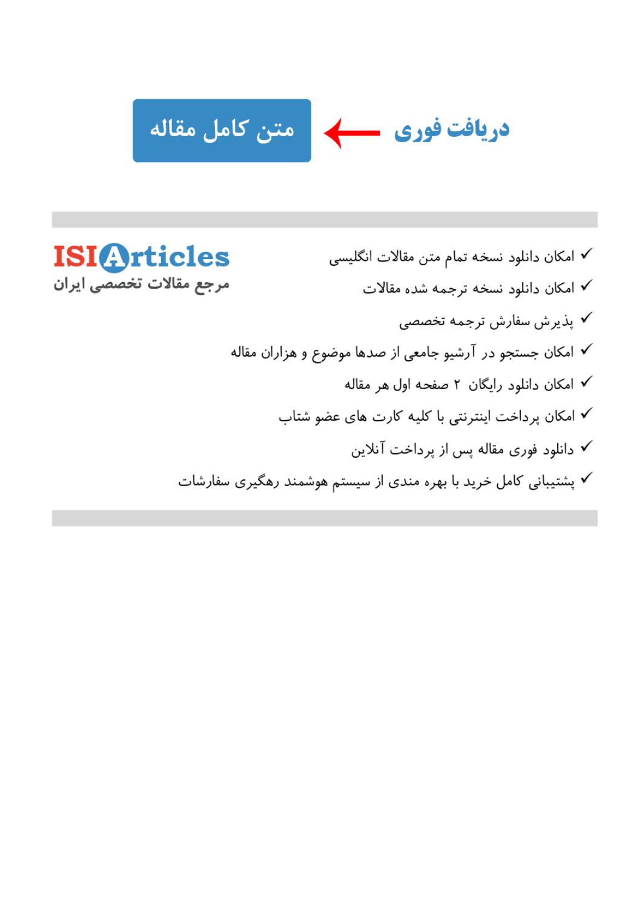دریافت فوری ← **متن کامل مقاله**

**ISIArticles**
مرجع مقالات تخصصی ایران

- ✓ امکان دانلود نسخه تمام متن مقالات انگلیسی
- ✓ امکان دانلود نسخه ترجمه شده مقالات
- ✓ پذیرش سفارش ترجمه تخصصی
- ✓ امکان جستجو در آرشیو جامعی از صدها موضوع و هزاران مقاله
- ✓ امکان دانلود رایگان ۲ صفحه اول هر مقاله
- ✓ امکان پرداخت اینترنتی با کلیه کارت های عضو شتاب
- ✓ دانلود فوری مقاله پس از پرداخت آنلاین
- ✓ پشتیبانی کامل خرید با بهره مندی از سیستم هوشمند رهگیری سفارشات